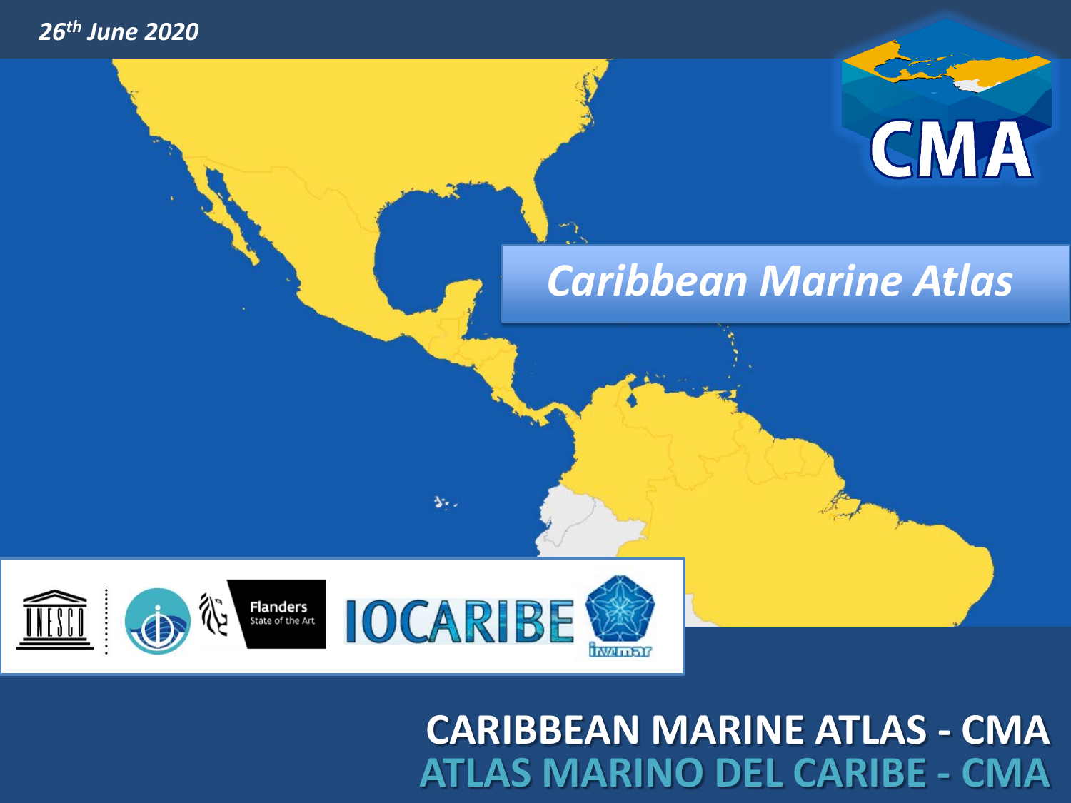*26th June 2020*

CMA

# *Caribbean Marine Atlas*

UNESCO

Flanders State of the Art

IOCARIBE

invemar

**CARIBBEAN MARINE ATLAS - CMA**

**ATLAS MARINO DEL CARIBE - CMA**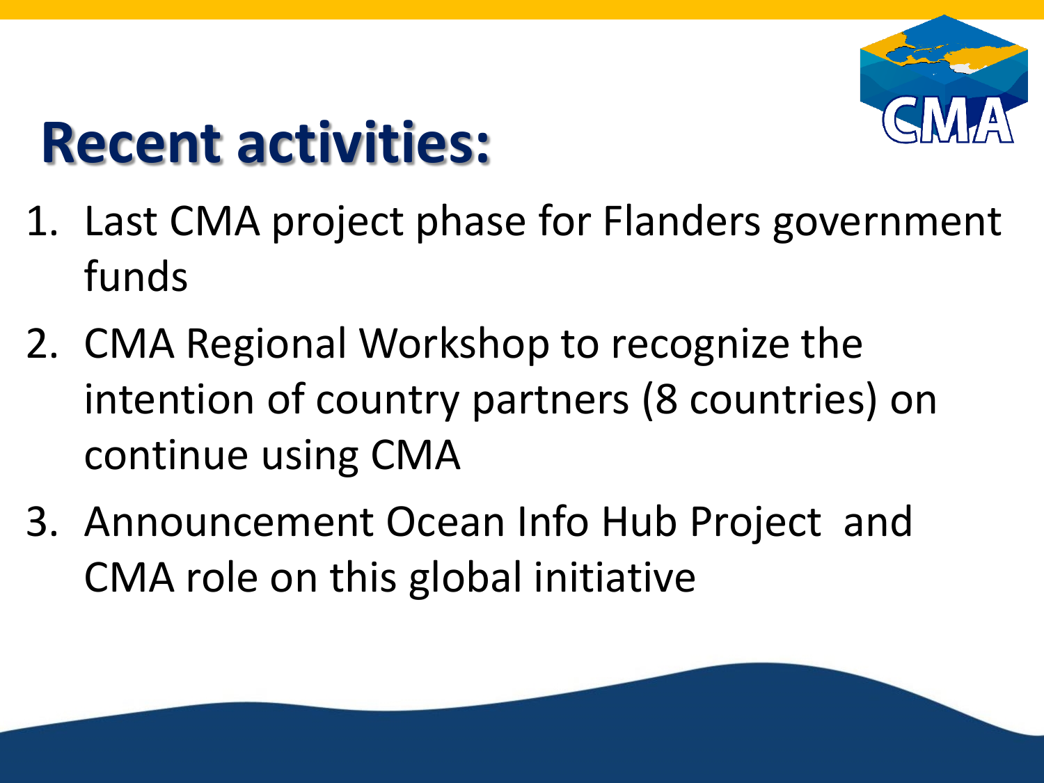# Recent activities:

1. Last CMA project phase for Flanders government funds
2. CMA Regional Workshop to recognize the intention of country partners (8 countries) on continue using CMA
3. Announcement Ocean Info Hub Project and CMA role on this global initiative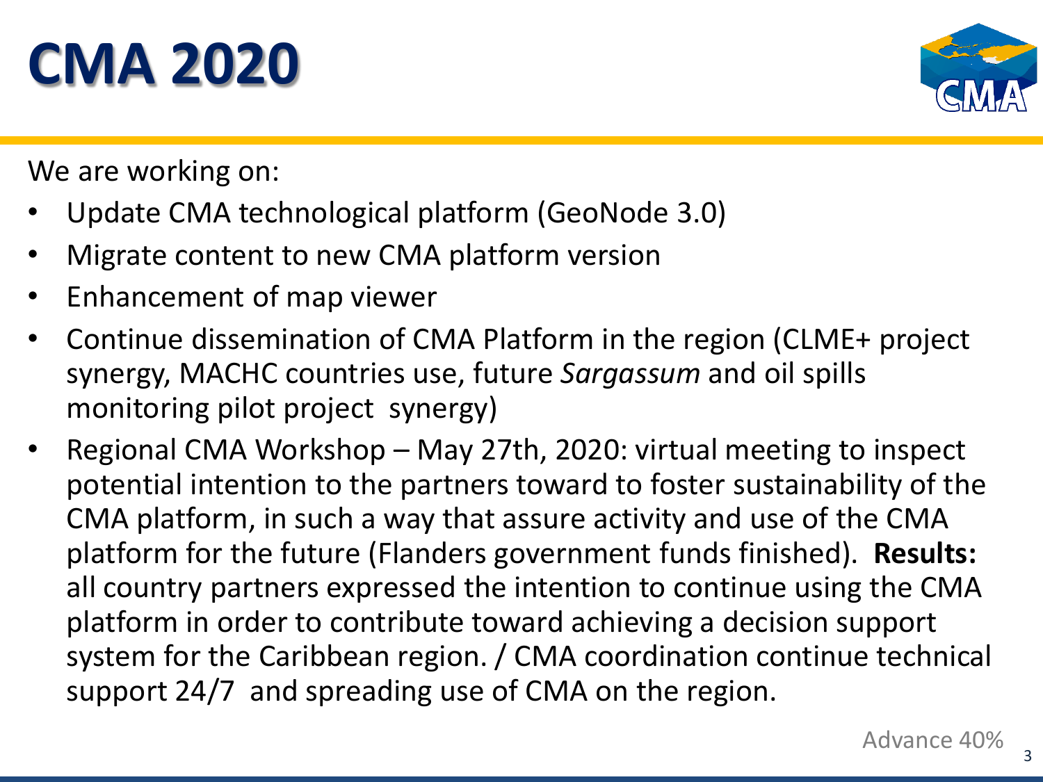# CMA 2020

We are working on:

- Update CMA technological platform (GeoNode 3.0)
- Migrate content to new CMA platform version
- Enhancement of map viewer
- Continue dissemination of CMA Platform in the region (CLME+ project synergy, MACHC countries use, future *Sargassum* and oil spills monitoring pilot project synergy)
- Regional CMA Workshop – May 27th, 2020: virtual meeting to inspect potential intention to the partners toward to foster sustainability of the CMA platform, in such a way that assure activity and use of the CMA platform for the future (Flanders government funds finished). **Results:** all country partners expressed the intention to continue using the CMA platform in order to contribute toward achieving a decision support system for the Caribbean region. / CMA coordination continue technical support 24/7 and spreading use of CMA on the region.

Advance 40%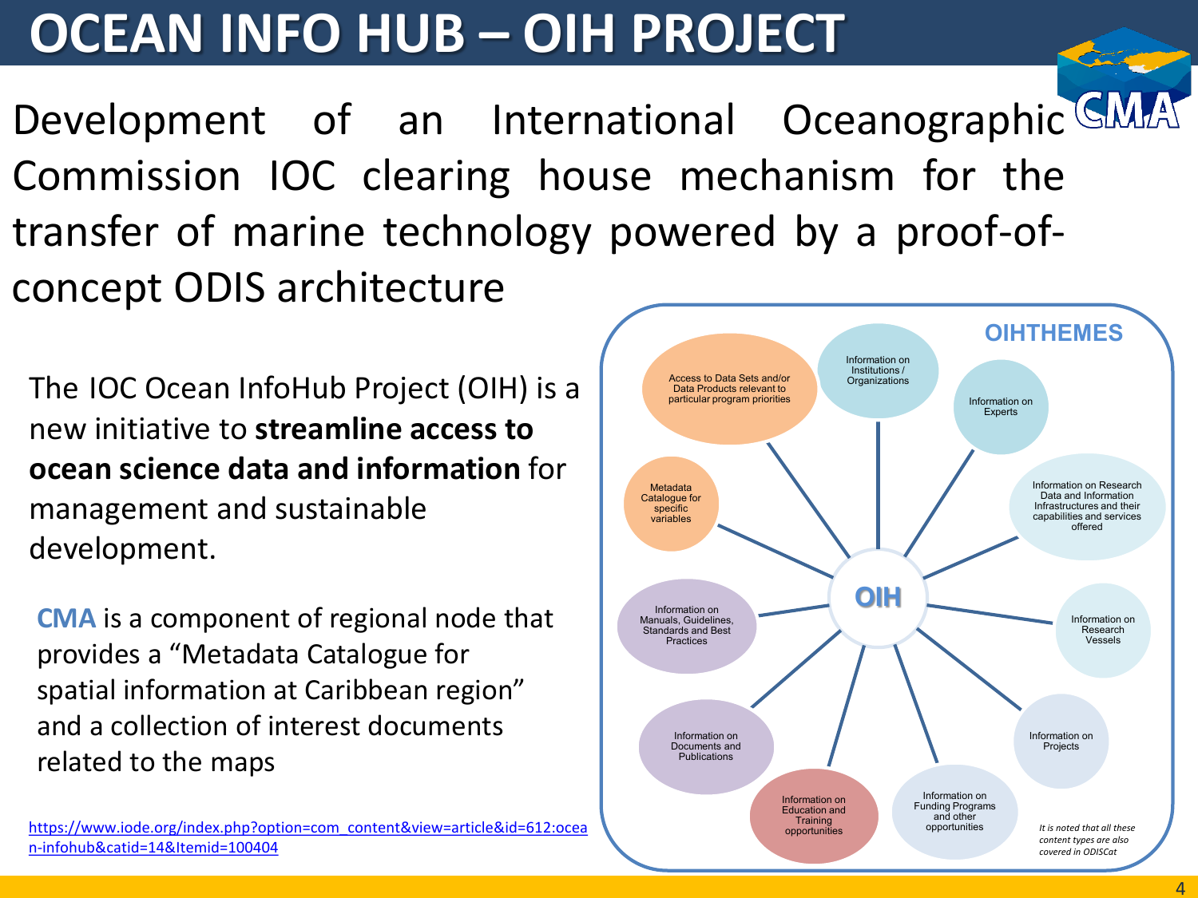# OCEAN INFO HUB – OIH PROJECT

Development of an International Oceanographic Commission IOC clearing house mechanism for the transfer of marine technology powered by a proof-of-concept ODIS architecture

The IOC Ocean InfoHub Project (OIH) is a new initiative to **streamline access to ocean science data and information** for management and sustainable development.

**CMA** is a component of regional node that provides a "Metadata Catalogue for spatial information at Caribbean region" and a collection of interest documents related to the maps

https://www.iode.org/index.php?option=com_content&view=article&id=612:ocean-infohub&catid=14&Itemid=100404

**OIHTHEMES**

OIH

- Access to Data Sets and/or Data Products relevant to particular program priorities
- Information on Institutions / Organizations
- Information on Experts
- Information on Research Data and Information Infrastructures and their capabilities and services offered
- Information on Research Vessels
- Information on Projects
- Information on Funding Programs and other opportunities
- Information on Education and Training opportunities
- Information on Documents and Publications
- Information on Manuals, Guidelines, Standards and Best Practices
- Metadata Catalogue for specific variables

*It is noted that all these content types are also covered in ODISCat*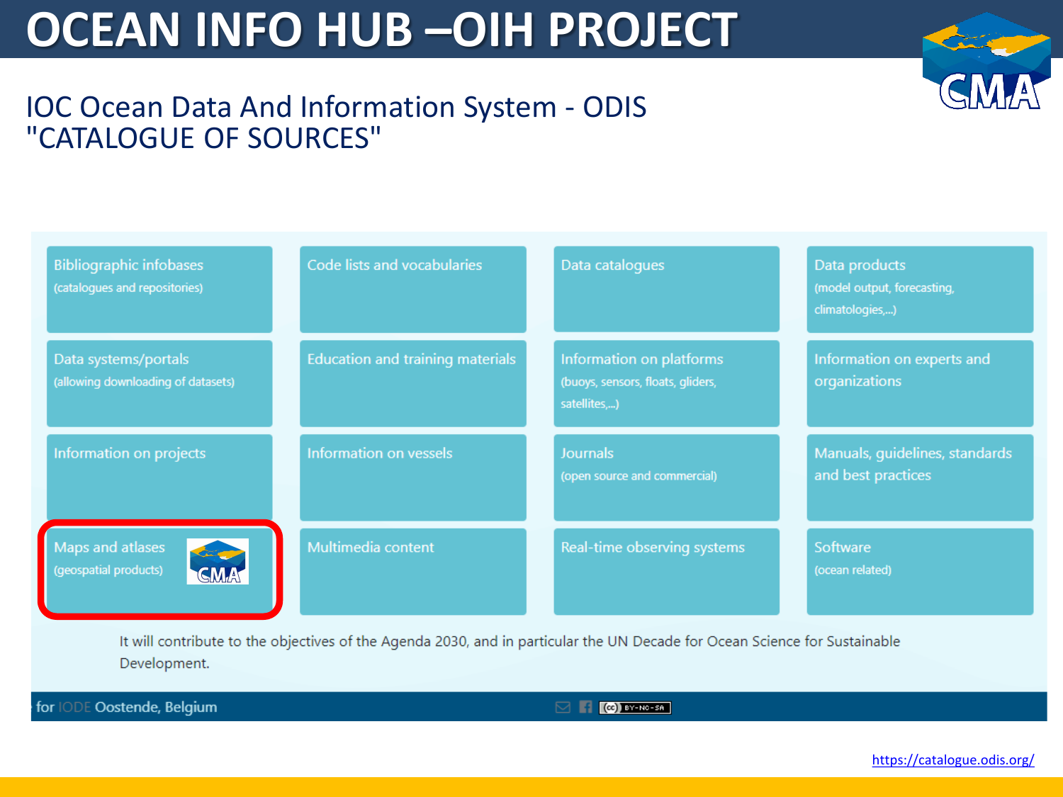# OCEAN INFO HUB –OIH PROJECT

## IOC Ocean Data And Information System - ODIS "CATALOGUE OF SOURCES"

| | | | |
|---|---|---|---|
| Bibliographic infobases (catalogues and repositories) | Code lists and vocabularies | Data catalogues | Data products (model output, forecasting, climatologies,...) |
| Data systems/portals (allowing downloading of datasets) | Education and training materials | Information on platforms (buoys, sensors, floats, gliders, satellites,...) | Information on experts and organizations |
| Information on projects | Information on vessels | Journals (open source and commercial) | Manuals, guidelines, standards and best practices |
| Maps and atlases (geospatial products) CMA | Multimedia content | Real-time observing systems | Software (ocean related) |

It will contribute to the objectives of the Agenda 2030, and in particular the UN Decade for Ocean Science for Sustainable Development.

for IODE Oostende, Belgium

https://catalogue.odis.org/